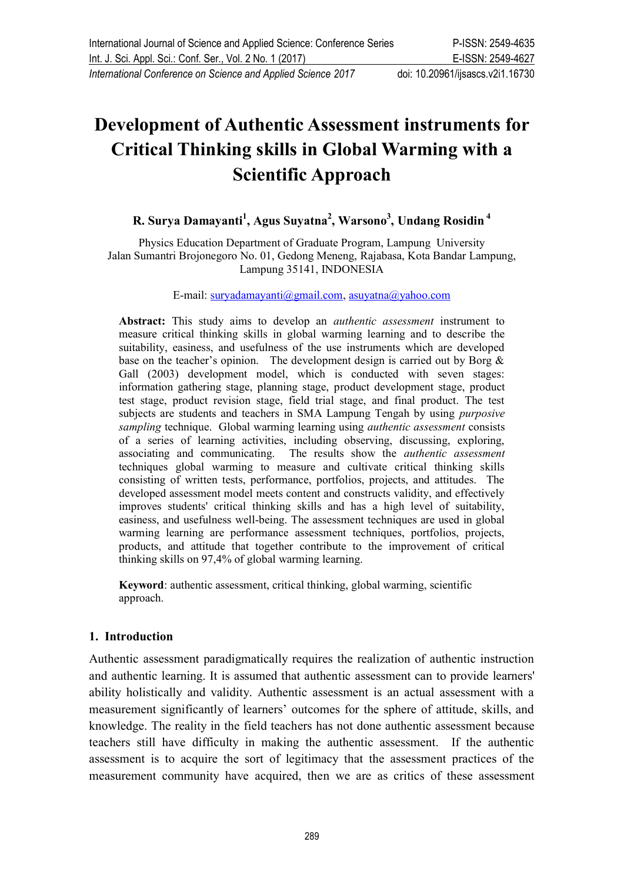# Development of Authentic Assessment instruments for Critical Thinking skills in Global Warming with a Scientific Approach

**R. Surya Damayanti[1], Agus Suyatna[2], Warsono[3], Undang Rosidin[4]**

Physics Education Department of Graduate Program, Lampung University
Jalan Sumantri Brojonegoro No. 01, Gedong Meneng, Rajabasa, Kota Bandar Lampung, Lampung 35141, INDONESIA

E-mail: suryadamayanti@gmail.com, asuyatna@yahoo.com

**Abstract:** This study aims to develop an *authentic assessment* instrument to measure critical thinking skills in global warming learning and to describe the suitability, easiness, and usefulness of the use instruments which are developed base on the teacher's opinion. The development design is carried out by Borg & Gall (2003) development model, which is conducted with seven stages: information gathering stage, planning stage, product development stage, product test stage, product revision stage, field trial stage, and final product. The test subjects are students and teachers in SMA Lampung Tengah by using *purposive sampling* technique. Global warming learning using *authentic assessment* consists of a series of learning activities, including observing, discussing, exploring, associating and communicating. The results show the *authentic assessment* techniques global warming to measure and cultivate critical thinking skills consisting of written tests, performance, portfolios, projects, and attitudes. The developed assessment model meets content and constructs validity, and effectively improves students' critical thinking skills and has a high level of suitability, easiness, and usefulness well-being. The assessment techniques are used in global warming learning are performance assessment techniques, portfolios, projects, products, and attitude that together contribute to the improvement of critical thinking skills on 97,4% of global warming learning.

**Keyword**: authentic assessment, critical thinking, global warming, scientific approach.

## 1. Introduction

Authentic assessment paradigmatically requires the realization of authentic instruction and authentic learning. It is assumed that authentic assessment can to provide learners' ability holistically and validity. Authentic assessment is an actual assessment with a measurement significantly of learners' outcomes for the sphere of attitude, skills, and knowledge. The reality in the field teachers has not done authentic assessment because teachers still have difficulty in making the authentic assessment. If the authentic assessment is to acquire the sort of legitimacy that the assessment practices of the measurement community have acquired, then we are as critics of these assessment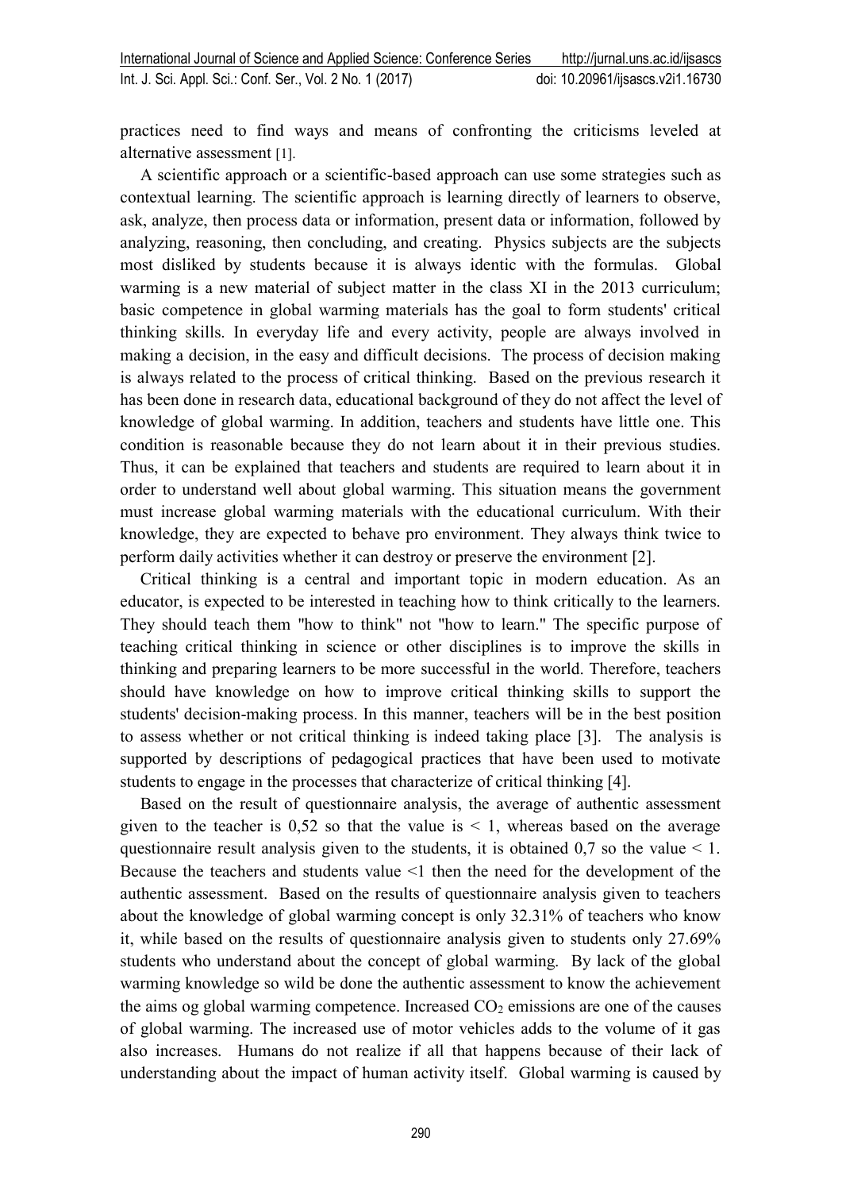practices need to find ways and means of confronting the criticisms leveled at alternative assessment [1].

A scientific approach or a scientific-based approach can use some strategies such as contextual learning. The scientific approach is learning directly of learners to observe, ask, analyze, then process data or information, present data or information, followed by analyzing, reasoning, then concluding, and creating. Physics subjects are the subjects most disliked by students because it is always identic with the formulas. Global warming is a new material of subject matter in the class XI in the 2013 curriculum; basic competence in global warming materials has the goal to form students' critical thinking skills. In everyday life and every activity, people are always involved in making a decision, in the easy and difficult decisions. The process of decision making is always related to the process of critical thinking. Based on the previous research it has been done in research data, educational background of they do not affect the level of knowledge of global warming. In addition, teachers and students have little one. This condition is reasonable because they do not learn about it in their previous studies. Thus, it can be explained that teachers and students are required to learn about it in order to understand well about global warming. This situation means the government must increase global warming materials with the educational curriculum. With their knowledge, they are expected to behave pro environment. They always think twice to perform daily activities whether it can destroy or preserve the environment [2].

Critical thinking is a central and important topic in modern education. As an educator, is expected to be interested in teaching how to think critically to the learners. They should teach them "how to think" not "how to learn." The specific purpose of teaching critical thinking in science or other disciplines is to improve the skills in thinking and preparing learners to be more successful in the world. Therefore, teachers should have knowledge on how to improve critical thinking skills to support the students' decision-making process. In this manner, teachers will be in the best position to assess whether or not critical thinking is indeed taking place [3]. The analysis is supported by descriptions of pedagogical practices that have been used to motivate students to engage in the processes that characterize of critical thinking [4].

Based on the result of questionnaire analysis, the average of authentic assessment given to the teacher is 0,52 so that the value is $< 1$, whereas based on the average questionnaire result analysis given to the students, it is obtained 0,7 so the value $< 1$. Because the teachers and students value $<1$ then the need for the development of the authentic assessment. Based on the results of questionnaire analysis given to teachers about the knowledge of global warming concept is only 32.31% of teachers who know it, while based on the results of questionnaire analysis given to students only 27.69% students who understand about the concept of global warming. By lack of the global warming knowledge so wild be done the authentic assessment to know the achievement the aims og global warming competence. Increased $CO_2$ emissions are one of the causes of global warming. The increased use of motor vehicles adds to the volume of it gas also increases. Humans do not realize if all that happens because of their lack of understanding about the impact of human activity itself. Global warming is caused by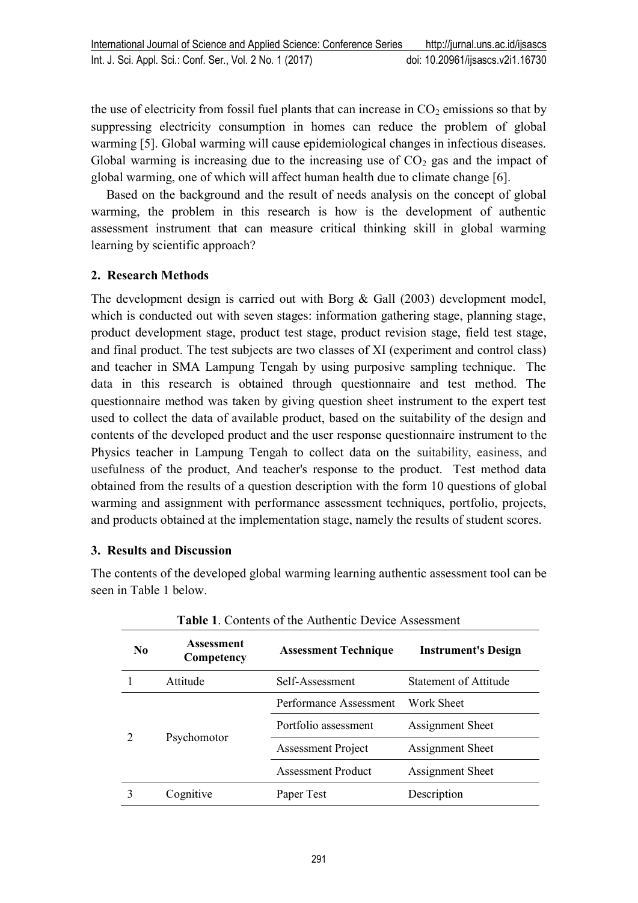the use of electricity from fossil fuel plants that can increase in $CO_2$ emissions so that by suppressing electricity consumption in homes can reduce the problem of global warming [5]. Global warming will cause epidemiological changes in infectious diseases. Global warming is increasing due to the increasing use of $CO_2$ gas and the impact of global warming, one of which will affect human health due to climate change [6].

Based on the background and the result of needs analysis on the concept of global warming, the problem in this research is how is the development of authentic assessment instrument that can measure critical thinking skill in global warming learning by scientific approach?

## 2. Research Methods

The development design is carried out with Borg & Gall (2003) development model, which is conducted out with seven stages: information gathering stage, planning stage, product development stage, product test stage, product revision stage, field test stage, and final product. The test subjects are two classes of XI (experiment and control class) and teacher in SMA Lampung Tengah by using purposive sampling technique. The data in this research is obtained through questionnaire and test method. The questionnaire method was taken by giving question sheet instrument to the expert test used to collect the data of available product, based on the suitability of the design and contents of the developed product and the user response questionnaire instrument to the Physics teacher in Lampung Tengah to collect data on the suitability, easiness, and usefulness of the product, And teacher's response to the product. Test method data obtained from the results of a question description with the form 10 questions of global warming and assignment with performance assessment techniques, portfolio, projects, and products obtained at the implementation stage, namely the results of student scores.

## 3. Results and Discussion

The contents of the developed global warming learning authentic assessment tool can be seen in Table 1 below.

**Table 1**. Contents of the Authentic Device Assessment

| No | Assessment Competency | Assessment Technique | Instrument's Design |
|---|---|---|---|
| 1 | Attitude | Self-Assessment | Statement of Attitude |
| 2 | Psychomotor | Performance Assessment | Work Sheet |
| | | Portfolio assessment | Assignment Sheet |
| | | Assessment Project | Assignment Sheet |
| | | Assessment Product | Assignment Sheet |
| 3 | Cognitive | Paper Test | Description |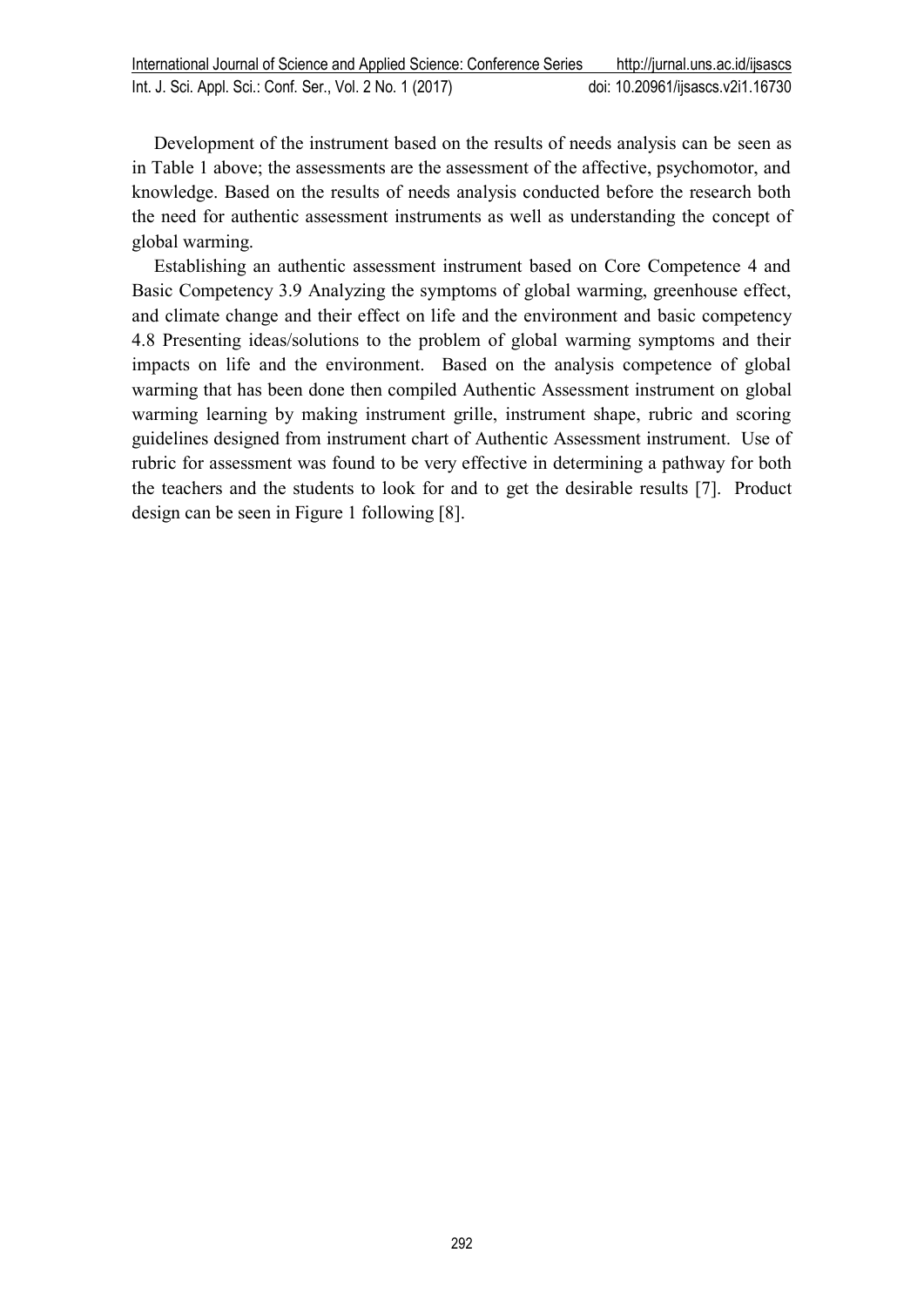Development of the instrument based on the results of needs analysis can be seen as in Table 1 above; the assessments are the assessment of the affective, psychomotor, and knowledge. Based on the results of needs analysis conducted before the research both the need for authentic assessment instruments as well as understanding the concept of global warming.

Establishing an authentic assessment instrument based on Core Competence 4 and Basic Competency 3.9 Analyzing the symptoms of global warming, greenhouse effect, and climate change and their effect on life and the environment and basic competency 4.8 Presenting ideas/solutions to the problem of global warming symptoms and their impacts on life and the environment. Based on the analysis competence of global warming that has been done then compiled Authentic Assessment instrument on global warming learning by making instrument grille, instrument shape, rubric and scoring guidelines designed from instrument chart of Authentic Assessment instrument. Use of rubric for assessment was found to be very effective in determining a pathway for both the teachers and the students to look for and to get the desirable results [7]. Product design can be seen in Figure 1 following [8].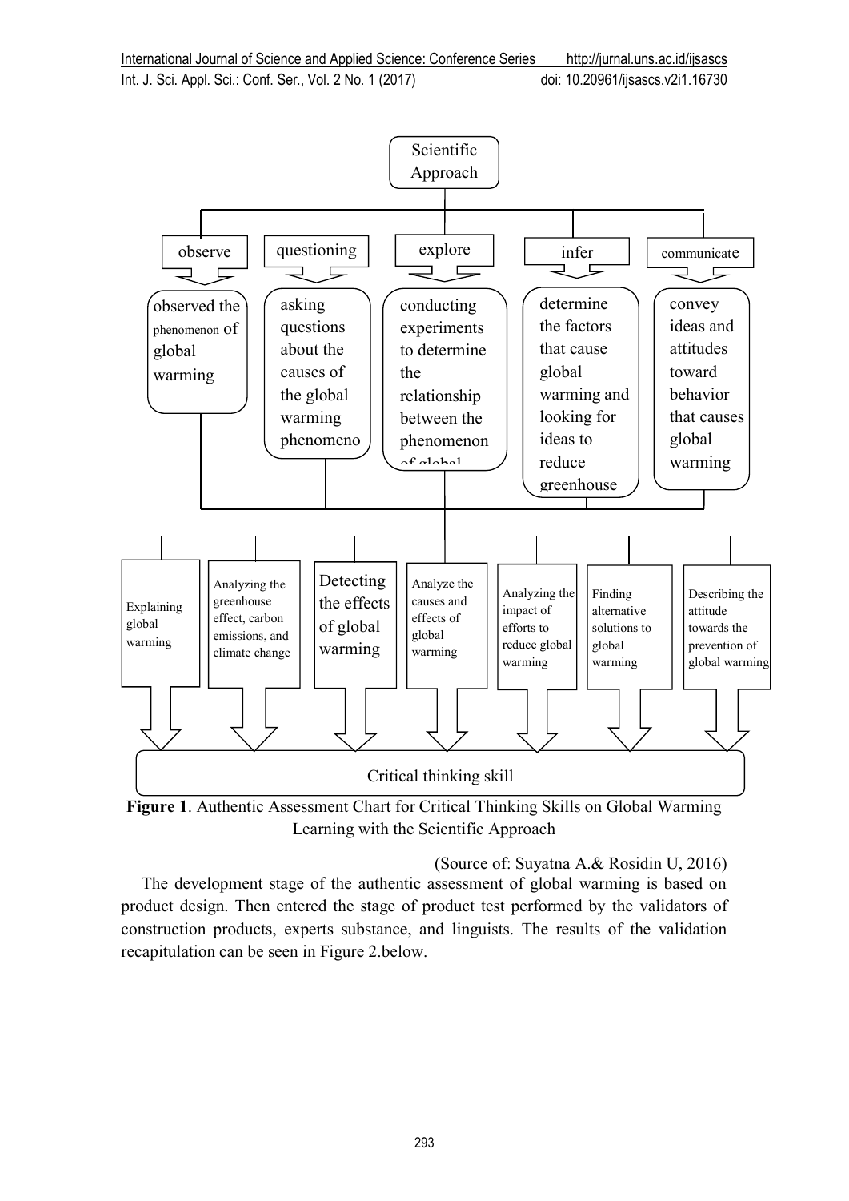Scientific Approach

| observe | questioning | explore | infer | communicate |
| --- | --- | --- | --- | --- |
| observed the phenomenon of global warming | asking questions about the causes of the global warming phenomeno | conducting experiments to determine the relationship between the phenomenon of global | determine the factors that cause global warming and looking for ideas to reduce greenhouse | convey ideas and attitudes toward behavior that causes global warming |

| Explaining global warming | Analyzing the greenhouse effect, carbon emissions, and climate change | Detecting the effects of global warming | Analyze the causes and effects of global warming | Analyzing the impact of efforts to reduce global warming | Finding alternative solutions to global warming | Describing the attitude towards the prevention of global warming |
| --- | --- | --- | --- | --- | --- | --- |

Critical thinking skill

**Figure 1**. Authentic Assessment Chart for Critical Thinking Skills on Global Warming Learning with the Scientific Approach

(Source of: Suyatna A.& Rosidin U, 2016)

The development stage of the authentic assessment of global warming is based on product design. Then entered the stage of product test performed by the validators of construction products, experts substance, and linguists. The results of the validation recapitulation can be seen in Figure 2.below.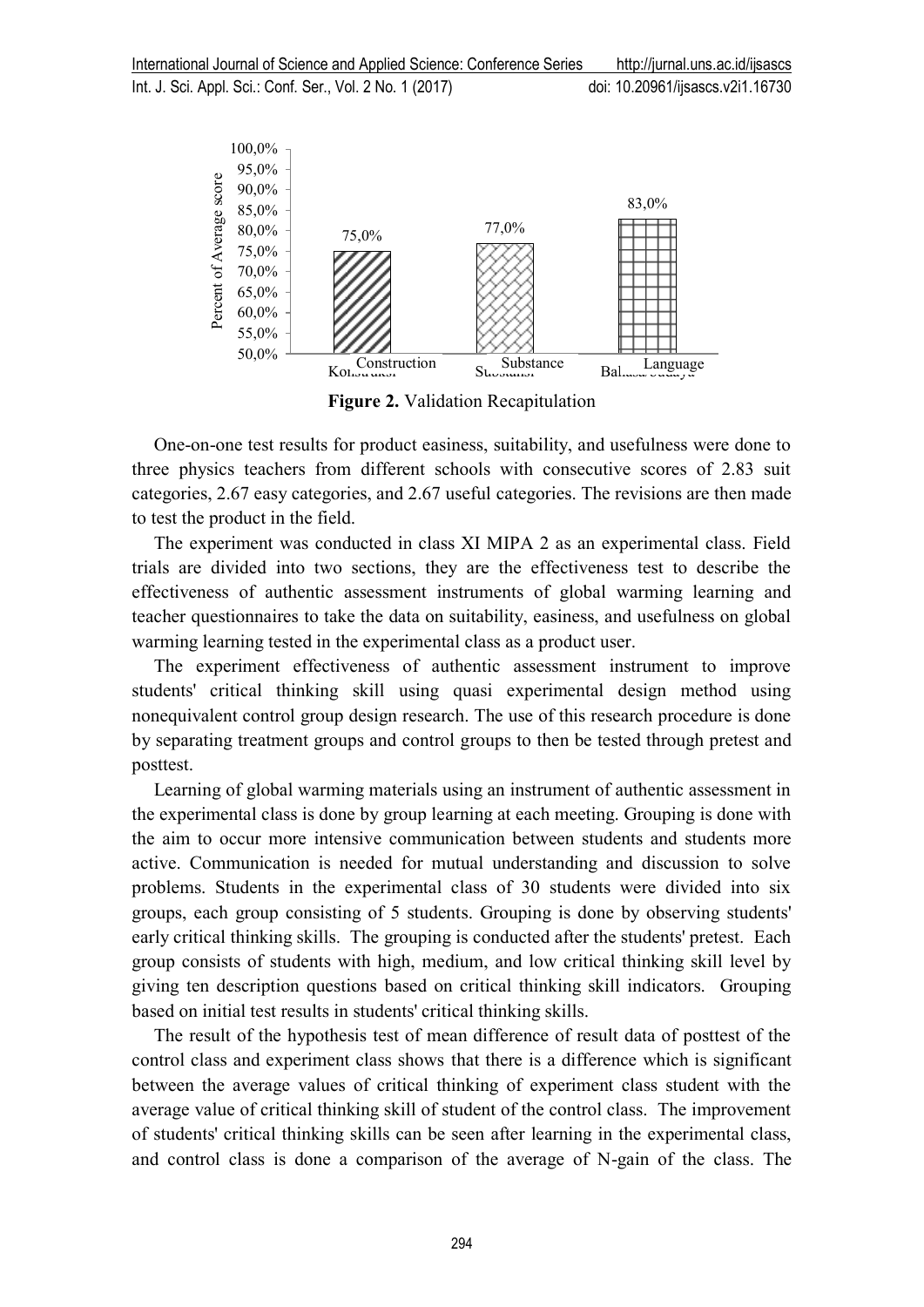**Figure 2.** Validation Recapitulation

One-on-one test results for product easiness, suitability, and usefulness were done to three physics teachers from different schools with consecutive scores of 2.83 suit categories, 2.67 easy categories, and 2.67 useful categories. The revisions are then made to test the product in the field.

The experiment was conducted in class XI MIPA 2 as an experimental class. Field trials are divided into two sections, they are the effectiveness test to describe the effectiveness of authentic assessment instruments of global warming learning and teacher questionnaires to take the data on suitability, easiness, and usefulness on global warming learning tested in the experimental class as a product user.

The experiment effectiveness of authentic assessment instrument to improve students' critical thinking skill using quasi experimental design method using nonequivalent control group design research. The use of this research procedure is done by separating treatment groups and control groups to then be tested through pretest and posttest.

Learning of global warming materials using an instrument of authentic assessment in the experimental class is done by group learning at each meeting. Grouping is done with the aim to occur more intensive communication between students and students more active. Communication is needed for mutual understanding and discussion to solve problems. Students in the experimental class of 30 students were divided into six groups, each group consisting of 5 students. Grouping is done by observing students' early critical thinking skills. The grouping is conducted after the students' pretest. Each group consists of students with high, medium, and low critical thinking skill level by giving ten description questions based on critical thinking skill indicators. Grouping based on initial test results in students' critical thinking skills.

The result of the hypothesis test of mean difference of result data of posttest of the control class and experiment class shows that there is a difference which is significant between the average values of critical thinking of experiment class student with the average value of critical thinking skill of student of the control class. The improvement of students' critical thinking skills can be seen after learning in the experimental class, and control class is done a comparison of the average of N-gain of the class. The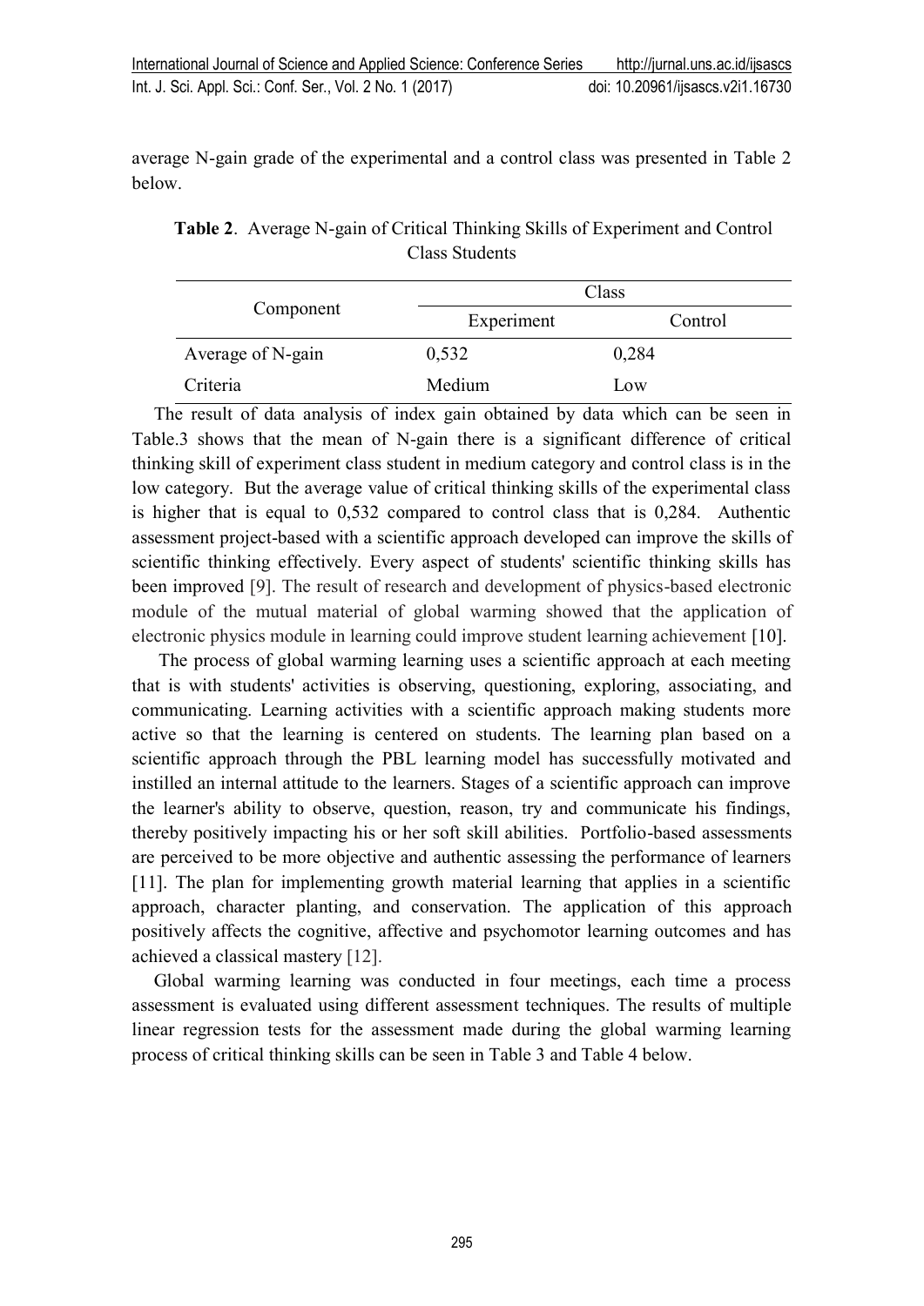average N-gain grade of the experimental and a control class was presented in Table 2 below.

**Table 2**. Average N-gain of Critical Thinking Skills of Experiment and Control Class Students

| Component | Class | |
|---|---|---|
| | Experiment | Control |
| Average of N-gain | 0,532 | 0,284 |
| Criteria | Medium | Low |

The result of data analysis of index gain obtained by data which can be seen in Table.3 shows that the mean of N-gain there is a significant difference of critical thinking skill of experiment class student in medium category and control class is in the low category. But the average value of critical thinking skills of the experimental class is higher that is equal to 0,532 compared to control class that is 0,284. Authentic assessment project-based with a scientific approach developed can improve the skills of scientific thinking effectively. Every aspect of students' scientific thinking skills has been improved [9]. The result of research and development of physics-based electronic module of the mutual material of global warming showed that the application of electronic physics module in learning could improve student learning achievement [10].

The process of global warming learning uses a scientific approach at each meeting that is with students' activities is observing, questioning, exploring, associating, and communicating. Learning activities with a scientific approach making students more active so that the learning is centered on students. The learning plan based on a scientific approach through the PBL learning model has successfully motivated and instilled an internal attitude to the learners. Stages of a scientific approach can improve the learner's ability to observe, question, reason, try and communicate his findings, thereby positively impacting his or her soft skill abilities. Portfolio-based assessments are perceived to be more objective and authentic assessing the performance of learners [11]. The plan for implementing growth material learning that applies in a scientific approach, character planting, and conservation. The application of this approach positively affects the cognitive, affective and psychomotor learning outcomes and has achieved a classical mastery [12].

Global warming learning was conducted in four meetings, each time a process assessment is evaluated using different assessment techniques. The results of multiple linear regression tests for the assessment made during the global warming learning process of critical thinking skills can be seen in Table 3 and Table 4 below.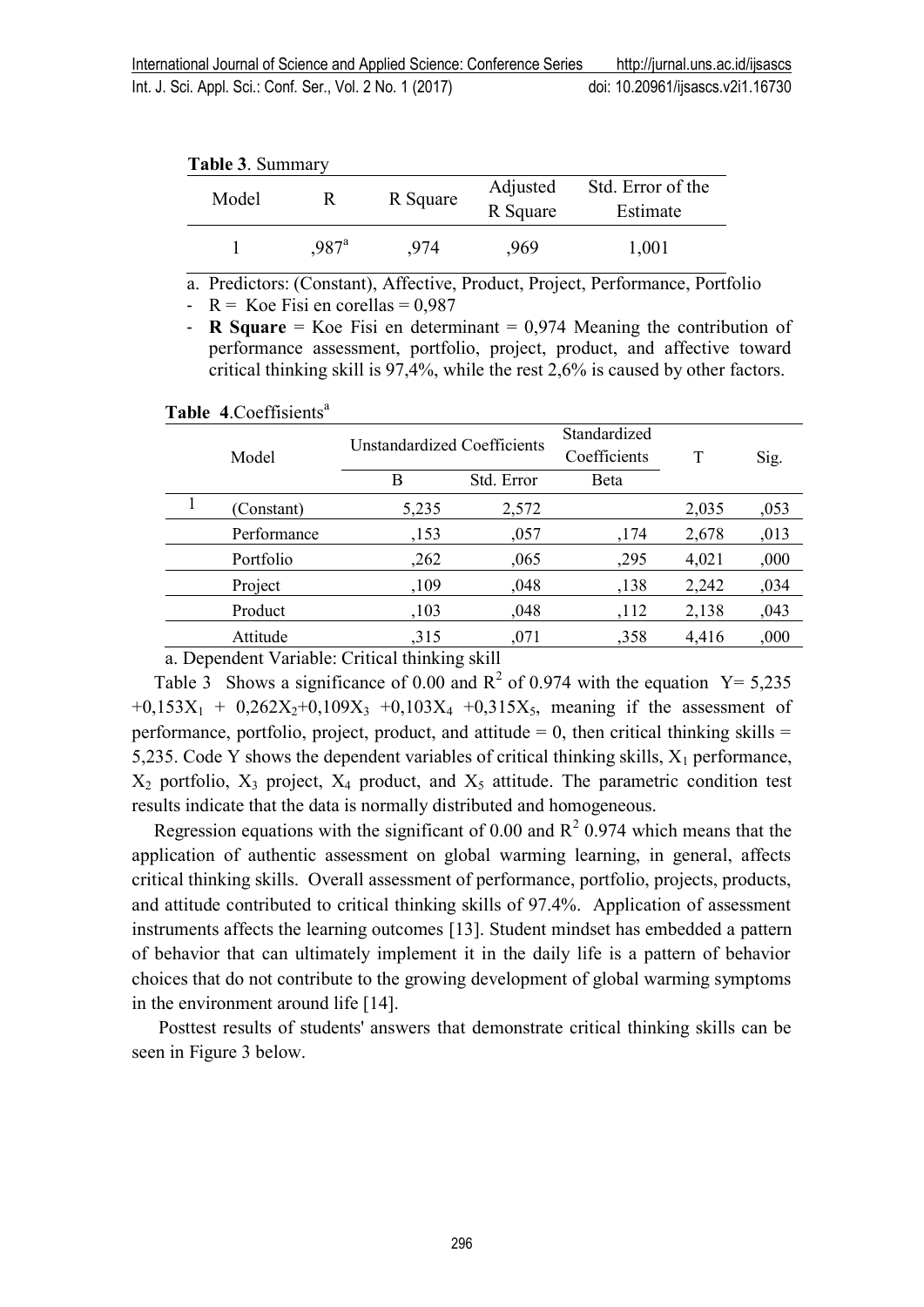**Table 3**. Summary

| Model | R | R Square | Adjusted R Square | Std. Error of the Estimate |
|---|---|---|---|---|
| 1 | ,987[a] | ,974 | ,969 | 1,001 |

a. Predictors: (Constant), Affective, Product, Project, Performance, Portfolio

- R = Koe Fisi en corellas = 0,987
- **R Square** = Koe Fisi en determinant = 0,974 Meaning the contribution of performance assessment, portfolio, project, product, and affective toward critical thinking skill is 97,4%, while the rest 2,6% is caused by other factors.

**Table 4**.Coefficients[a]

| | Model | Unstandardized Coefficients | | Standardized Coefficients | T | Sig. |
|---|---|---|---|---|---|---|
| | | B | Std. Error | Beta | | |
| 1 | (Constant) | 5,235 | 2,572 | | 2,035 | ,053 |
| | Performance | ,153 | ,057 | ,174 | 2,678 | ,013 |
| | Portfolio | ,262 | ,065 | ,295 | 4,021 | ,000 |
| | Project | ,109 | ,048 | ,138 | 2,242 | ,034 |
| | Product | ,103 | ,048 | ,112 | 2,138 | ,043 |
| | Attitude | ,315 | ,071 | ,358 | 4,416 | ,000 |

a. Dependent Variable: Critical thinking skill

Table 3 Shows a significance of 0.00 and $R^2$ of 0.974 with the equation $Y= 5{,}235 +0{,}153X_1 + 0{,}262X_2+0{,}109X_3 +0{,}103X_4 +0{,}315X_5$, meaning if the assessment of performance, portfolio, project, product, and attitude = 0, then critical thinking skills = 5,235. Code Y shows the dependent variables of critical thinking skills, $X_1$ performance, $X_2$ portfolio, $X_3$ project, $X_4$ product, and $X_5$ attitude. The parametric condition test results indicate that the data is normally distributed and homogeneous.

Regression equations with the significant of 0.00 and $R^2$ 0.974 which means that the application of authentic assessment on global warming learning, in general, affects critical thinking skills. Overall assessment of performance, portfolio, projects, products, and attitude contributed to critical thinking skills of 97.4%. Application of assessment instruments affects the learning outcomes [13]. Student mindset has embedded a pattern of behavior that can ultimately implement it in the daily life is a pattern of behavior choices that do not contribute to the growing development of global warming symptoms in the environment around life [14].

Posttest results of students' answers that demonstrate critical thinking skills can be seen in Figure 3 below.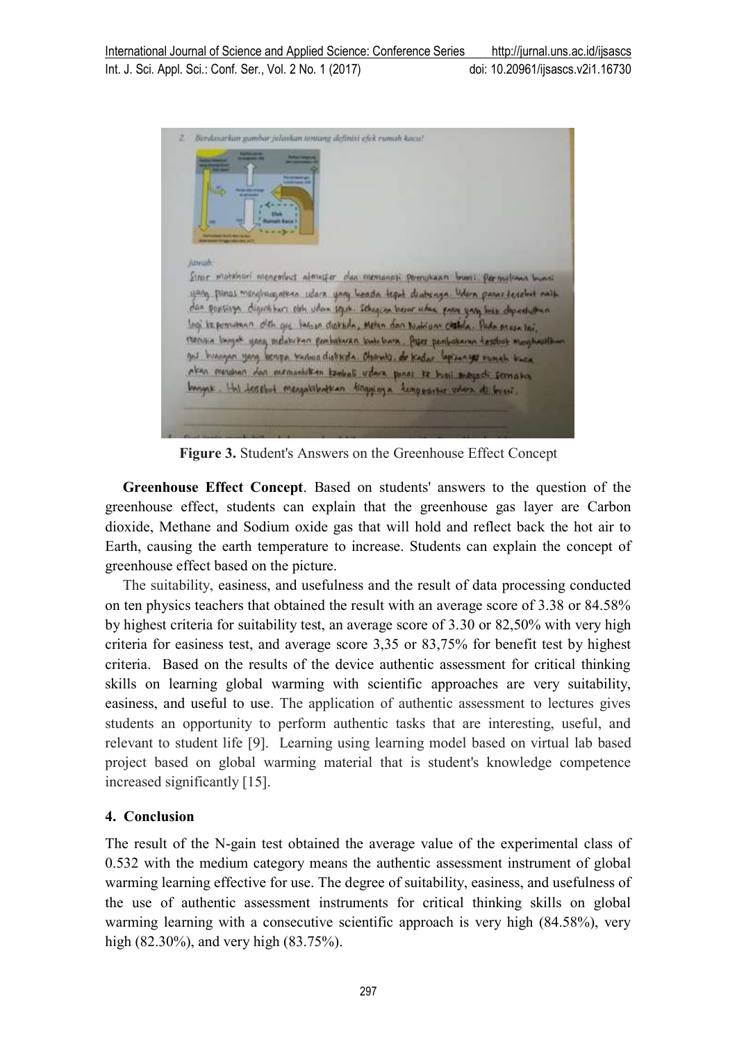**Figure 3.** Student's Answers on the Greenhouse Effect Concept

**Greenhouse Effect Concept**. Based on students' answers to the question of the greenhouse effect, students can explain that the greenhouse gas layer are Carbon dioxide, Methane and Sodium oxide gas that will hold and reflect back the hot air to Earth, causing the earth temperature to increase. Students can explain the concept of greenhouse effect based on the picture.

The suitability, easiness, and usefulness and the result of data processing conducted on ten physics teachers that obtained the result with an average score of 3.38 or 84.58% by highest criteria for suitability test, an average score of 3.30 or 82,50% with very high criteria for easiness test, and average score 3,35 or 83,75% for benefit test by highest criteria. Based on the results of the device authentic assessment for critical thinking skills on learning global warming with scientific approaches are very suitability, easiness, and useful to use. The application of authentic assessment to lectures gives students an opportunity to perform authentic tasks that are interesting, useful, and relevant to student life [9]. Learning using learning model based on virtual lab based project based on global warming material that is student's knowledge competence increased significantly [15].

## 4. Conclusion

The result of the N-gain test obtained the average value of the experimental class of 0.532 with the medium category means the authentic assessment instrument of global warming learning effective for use. The degree of suitability, easiness, and usefulness of the use of authentic assessment instruments for critical thinking skills on global warming learning with a consecutive scientific approach is very high (84.58%), very high (82.30%), and very high (83.75%).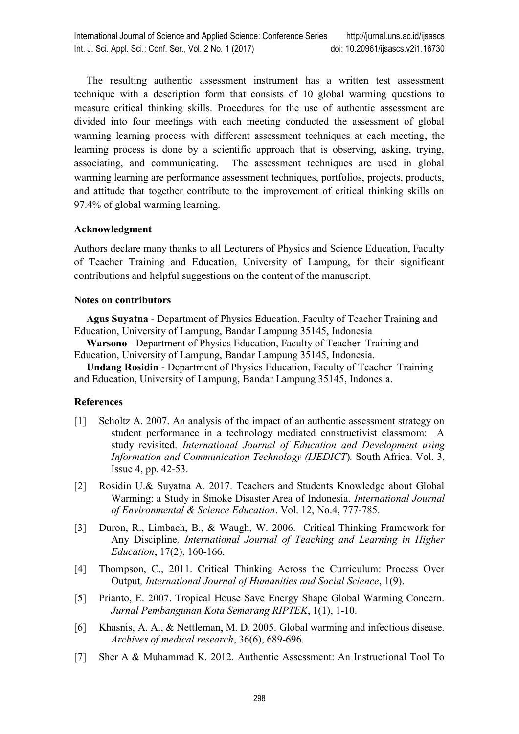The resulting authentic assessment instrument has a written test assessment technique with a description form that consists of 10 global warming questions to measure critical thinking skills. Procedures for the use of authentic assessment are divided into four meetings with each meeting conducted the assessment of global warming learning process with different assessment techniques at each meeting, the learning process is done by a scientific approach that is observing, asking, trying, associating, and communicating. The assessment techniques are used in global warming learning are performance assessment techniques, portfolios, projects, products, and attitude that together contribute to the improvement of critical thinking skills on 97.4% of global warming learning.

### Acknowledgment

Authors declare many thanks to all Lecturers of Physics and Science Education, Faculty of Teacher Training and Education, University of Lampung, for their significant contributions and helpful suggestions on the content of the manuscript.

### Notes on contributors

**Agus Suyatna** - Department of Physics Education, Faculty of Teacher Training and Education, University of Lampung, Bandar Lampung 35145, Indonesia

**Warsono** - Department of Physics Education, Faculty of Teacher Training and Education, University of Lampung, Bandar Lampung 35145, Indonesia.

**Undang Rosidin** - Department of Physics Education, Faculty of Teacher Training and Education, University of Lampung, Bandar Lampung 35145, Indonesia.

### References

[1] Scholtz A. 2007. An analysis of the impact of an authentic assessment strategy on student performance in a technology mediated constructivist classroom: A study revisited. *International Journal of Education and Development using Information and Communication Technology (IJEDICT*). South Africa. Vol. 3, Issue 4, pp. 42-53.

[2] Rosidin U.& Suyatna A. 2017. Teachers and Students Knowledge about Global Warming: a Study in Smoke Disaster Area of Indonesia. *International Journal of Environmental & Science Education*. Vol. 12, No.4, 777-785.

[3] Duron, R., Limbach, B., & Waugh, W. 2006. Critical Thinking Framework for Any Discipline*, International Journal of Teaching and Learning in Higher Education*, 17(2), 160-166.

[4] Thompson, C., 2011. Critical Thinking Across the Curriculum: Process Over Output*, International Journal of Humanities and Social Science*, 1(9).

[5] Prianto, E. 2007. Tropical House Save Energy Shape Global Warming Concern. *Jurnal Pembangunan Kota Semarang RIPTEK*, 1(1), 1-10.

[6] Khasnis, A. A., & Nettleman, M. D. 2005. Global warming and infectious disease. *Archives of medical research*, 36(6), 689-696.

[7] Sher A & Muhammad K. 2012. Authentic Assessment: An Instructional Tool To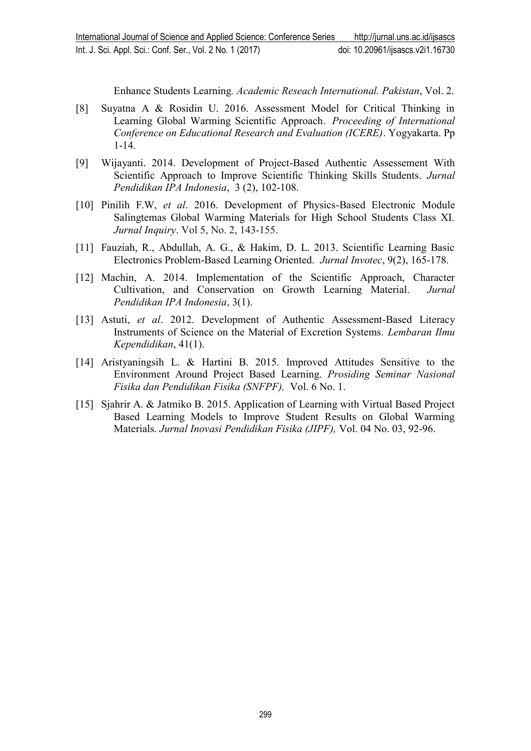Enhance Students Learning. *Academic Reseach International. Pakistan*, Vol. 2.

[8] Suyatna A & Rosidin U. 2016. Assessment Model for Critical Thinking in Learning Global Warming Scientific Approach. *Proceeding of International Conference on Educational Research and Evaluation (ICERE)*. Yogyakarta. Pp 1-14.

[9] Wijayanti. 2014. Development of Project-Based Authentic Assessement With Scientific Approach to Improve Scientific Thinking Skills Students. *Jurnal Pendidikan IPA Indonesia*, 3 (2), 102-108.

[10] Pinilih F.W, *et al*. 2016. Development of Physics-Based Electronic Module Salingtemas Global Warming Materials for High School Students Class XI. *Jurnal Inquiry*. Vol 5, No. 2, 143-155.

[11] Fauziah, R., Abdullah, A. G., & Hakim, D. L. 2013. Scientific Learning Basic Electronics Problem-Based Learning Oriented. *Jurnal Invotec*, 9(2), 165-178.

[12] Machin, A. 2014. Implementation of the Scientific Approach, Character Cultivation, and Conservation on Growth Learning Material. *Jurnal Pendidikan IPA Indonesia*, 3(1).

[13] Astuti, *et al*. 2012. Development of Authentic Assessment-Based Literacy Instruments of Science on the Material of Excretion Systems. *Lembaran Ilmu Kependidikan*, 41(1).

[14] Aristyaningsih L. & Hartini B. 2015. Improved Attitudes Sensitive to the Environment Around Project Based Learning. *Prosiding Seminar Nasional Fisika dan Pendidikan Fisika (SNFPF),* Vol. 6 No. 1.

[15] Sjahrir A. & Jatmiko B. 2015. Application of Learning with Virtual Based Project Based Learning Models to Improve Student Results on Global Warming Materials. *Jurnal Inovasi Pendidikan Fisika (JIPF),* Vol. 04 No. 03, 92-96.